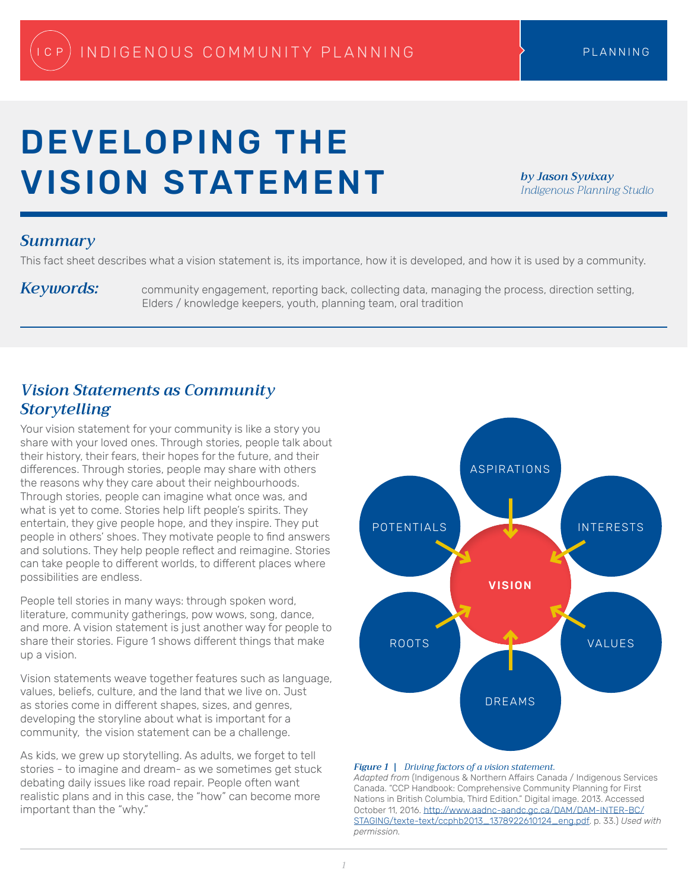INDIGENOUS COMMUNITY PLANNING | PLANNING

# DEVELOPING THE VISION STATEMENT

***by Jason Syvixay***
*Indigenous Planning Studio*

## *Summary*

This fact sheet describes what a vision statement is, its importance, how it is developed, and how it is used by a community.

***Keywords:*** community engagement, reporting back, collecting data, managing the process, direction setting, Elders / knowledge keepers, youth, planning team, oral tradition

## *Vision Statements as Community Storytelling*

Your vision statement for your community is like a story you share with your loved ones. Through stories, people talk about their history, their fears, their hopes for the future, and their differences. Through stories, people may share with others the reasons why they care about their neighbourhoods. Through stories, people can imagine what once was, and what is yet to come. Stories help lift people's spirits. They entertain, they give people hope, and they inspire. They put people in others' shoes. They motivate people to find answers and solutions. They help people reflect and reimagine. Stories can take people to different worlds, to different places where possibilities are endless.

People tell stories in many ways: through spoken word, literature, community gatherings, pow wows, song, dance, and more. A vision statement is just another way for people to share their stories. Figure 1 shows different things that make up a vision.

Vision statements weave together features such as language, values, beliefs, culture, and the land that we live on. Just as stories come in different shapes, sizes, and genres, developing the storyline about what is important for a community, the vision statement can be a challenge.

As kids, we grew up storytelling. As adults, we forget to tell stories - to imagine and dream- as we sometimes get stuck debating daily issues like road repair. People often want realistic plans and in this case, the "how" can become more important than the "why."

ASPIRATIONS, POTENTIALS, INTERESTS, VISION, ROOTS, VALUES, DREAMS

***Figure 1*** | *Driving factors of a vision statement.*
*Adapted from* (Indigenous & Northern Affairs Canada / Indigenous Services Canada. "CCP Handbook: Comprehensive Community Planning for First Nations in British Columbia, Third Edition." Digital image. 2013. Accessed October 11, 2016. http://www.aadnc-aandc.gc.ca/DAM/DAM-INTER-BC/STAGING/texte-text/ccphb2013_1378922610124_eng.pdf. p. 33.) *Used with permission.*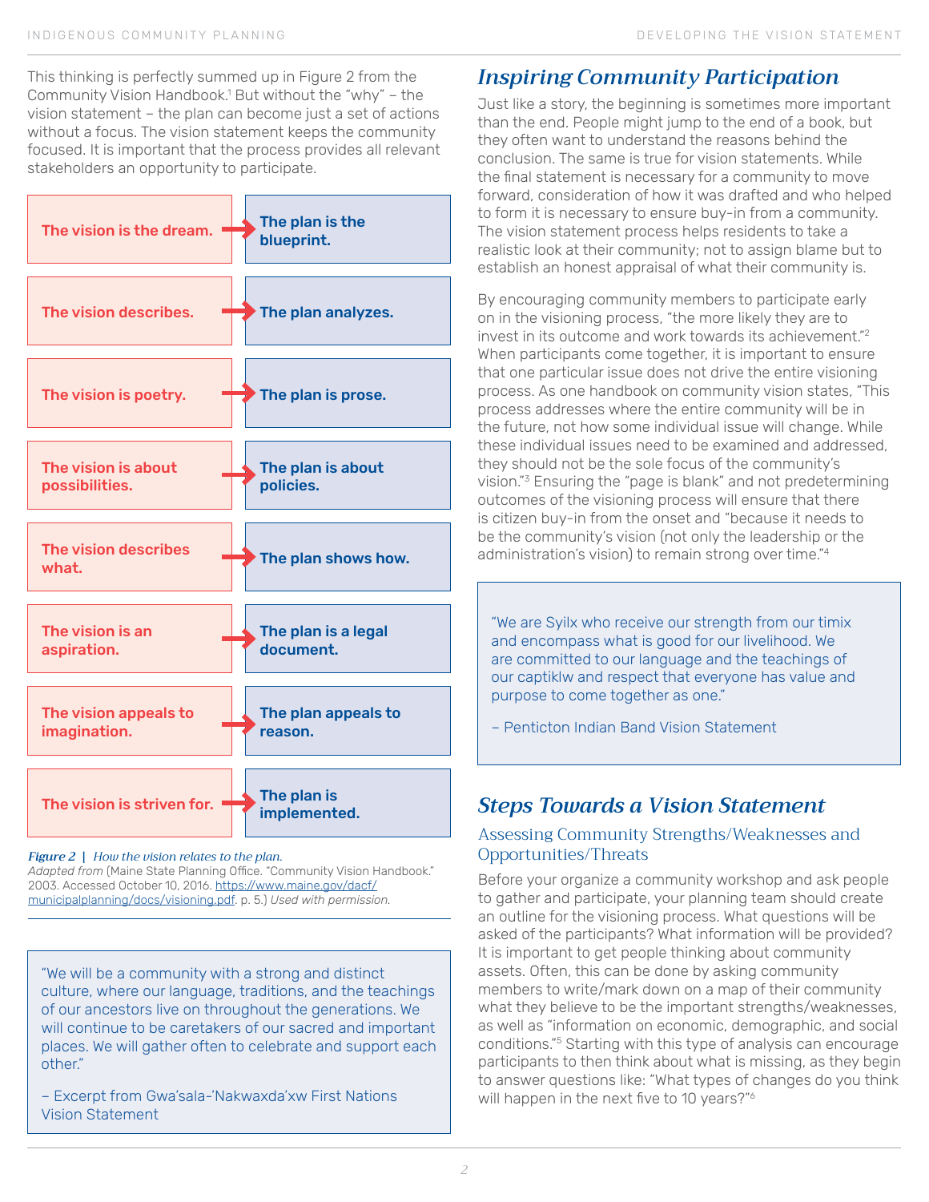This thinking is perfectly summed up in Figure 2 from the Community Vision Handbook.[1] But without the "why" – the vision statement – the plan can become just a set of actions without a focus. The vision statement keeps the community focused. It is important that the process provides all relevant stakeholders an opportunity to participate.

| The vision | The plan |
| --- | --- |
| **The vision is the dream.** → | **The plan is the blueprint.** |
| **The vision describes.** → | **The plan analyzes.** |
| **The vision is poetry.** → | **The plan is prose.** |
| **The vision is about possibilities.** → | **The plan is about policies.** |
| **The vision describes what.** → | **The plan shows how.** |
| **The vision is an aspiration.** → | **The plan is a legal document.** |
| **The vision appeals to imagination.** → | **The plan appeals to reason.** |
| **The vision is striven for.** → | **The plan is implemented.** |

***Figure 2* | *How the vision relates to the plan.***
*Adapted from* (Maine State Planning Office. "Community Vision Handbook." 2003. Accessed October 10, 2016. https://www.maine.gov/dacf/municipalplanning/docs/visioning.pdf. p. 5.) *Used with permission.*

> "We will be a community with a strong and distinct culture, where our language, traditions, and the teachings of our ancestors live on throughout the generations. We will continue to be caretakers of our sacred and important places. We will gather often to celebrate and support each other."
>
> – Excerpt from Gwa'sala-'Nakwaxda'xw First Nations Vision Statement

## *Inspiring Community Participation*

Just like a story, the beginning is sometimes more important than the end. People might jump to the end of a book, but they often want to understand the reasons behind the conclusion. The same is true for vision statements. While the final statement is necessary for a community to move forward, consideration of how it was drafted and who helped to form it is necessary to ensure buy-in from a community. The vision statement process helps residents to take a realistic look at their community; not to assign blame but to establish an honest appraisal of what their community is.

By encouraging community members to participate early on in the visioning process, "the more likely they are to invest in its outcome and work towards its achievement."[2] When participants come together, it is important to ensure that one particular issue does not drive the entire visioning process. As one handbook on community vision states, "This process addresses where the entire community will be in the future, not how some individual issue will change. While these individual issues need to be examined and addressed, they should not be the sole focus of the community's vision."[3] Ensuring the "page is blank" and not predetermining outcomes of the visioning process will ensure that there is citizen buy-in from the onset and "because it needs to be the community's vision (not only the leadership or the administration's vision) to remain strong over time."[4]

> "We are Syilx who receive our strength from our timix and encompass what is good for our livelihood. We are committed to our language and the teachings of our captiklw and respect that everyone has value and purpose to come together as one."
>
> – Penticton Indian Band Vision Statement

## *Steps Towards a Vision Statement*

### Assessing Community Strengths/Weaknesses and Opportunities/Threats

Before your organize a community workshop and ask people to gather and participate, your planning team should create an outline for the visioning process. What questions will be asked of the participants? What information will be provided? It is important to get people thinking about community assets. Often, this can be done by asking community members to write/mark down on a map of their community what they believe to be the important strengths/weaknesses, as well as "information on economic, demographic, and social conditions."[5] Starting with this type of analysis can encourage participants to then think about what is missing, as they begin to answer questions like: "What types of changes do you think will happen in the next five to 10 years?"[6]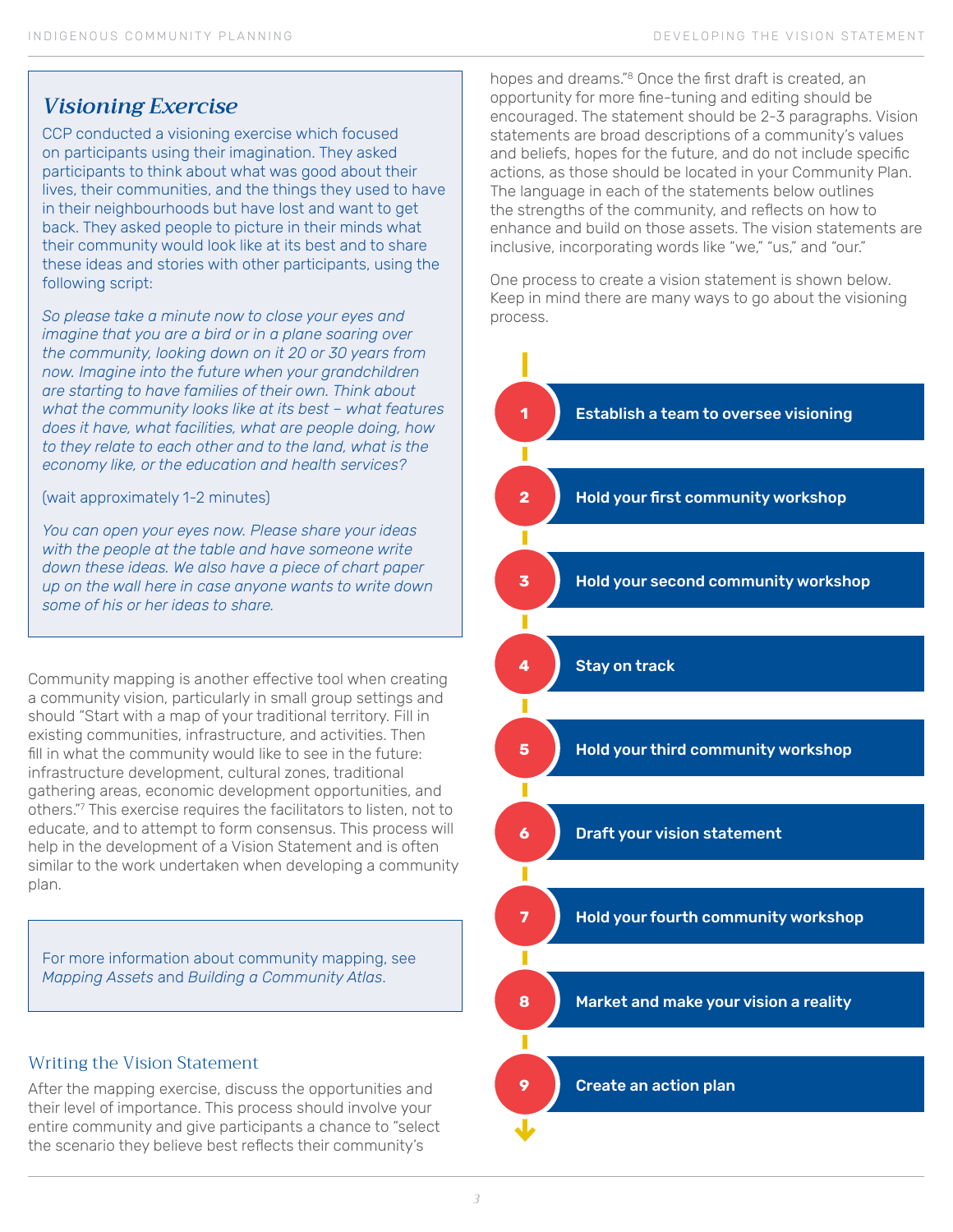## *Visioning Exercise*

CCP conducted a visioning exercise which focused on participants using their imagination. They asked participants to think about what was good about their lives, their communities, and the things they used to have in their neighbourhoods but have lost and want to get back. They asked people to picture in their minds what their community would look like at its best and to share these ideas and stories with other participants, using the following script:

*So please take a minute now to close your eyes and imagine that you are a bird or in a plane soaring over the community, looking down on it 20 or 30 years from now. Imagine into the future when your grandchildren are starting to have families of their own. Think about what the community looks like at its best – what features does it have, what facilities, what are people doing, how to they relate to each other and to the land, what is the economy like, or the education and health services?*

(wait approximately 1-2 minutes)

*You can open your eyes now. Please share your ideas with the people at the table and have someone write down these ideas. We also have a piece of chart paper up on the wall here in case anyone wants to write down some of his or her ideas to share.*

Community mapping is another effective tool when creating a community vision, particularly in small group settings and should "Start with a map of your traditional territory. Fill in existing communities, infrastructure, and activities. Then fill in what the community would like to see in the future: infrastructure development, cultural zones, traditional gathering areas, economic development opportunities, and others."[7] This exercise requires the facilitators to listen, not to educate, and to attempt to form consensus. This process will help in the development of a Vision Statement and is often similar to the work undertaken when developing a community plan.

For more information about community mapping, see *Mapping Assets* and *Building a Community Atlas*.

### Writing the Vision Statement

After the mapping exercise, discuss the opportunities and their level of importance. This process should involve your entire community and give participants a chance to "select the scenario they believe best reflects their community's hopes and dreams."[8] Once the first draft is created, an opportunity for more fine-tuning and editing should be encouraged. The statement should be 2-3 paragraphs. Vision statements are broad descriptions of a community's values and beliefs, hopes for the future, and do not include specific actions, as those should be located in your Community Plan. The language in each of the statements below outlines the strengths of the community, and reflects on how to enhance and build on those assets. The vision statements are inclusive, incorporating words like "we," "us," and "our."

One process to create a vision statement is shown below. Keep in mind there are many ways to go about the visioning process.

1. **Establish a team to oversee visioning**
2. **Hold your first community workshop**
3. **Hold your second community workshop**
4. **Stay on track**
5. **Hold your third community workshop**
6. **Draft your vision statement**
7. **Hold your fourth community workshop**
8. **Market and make your vision a reality**
9. **Create an action plan**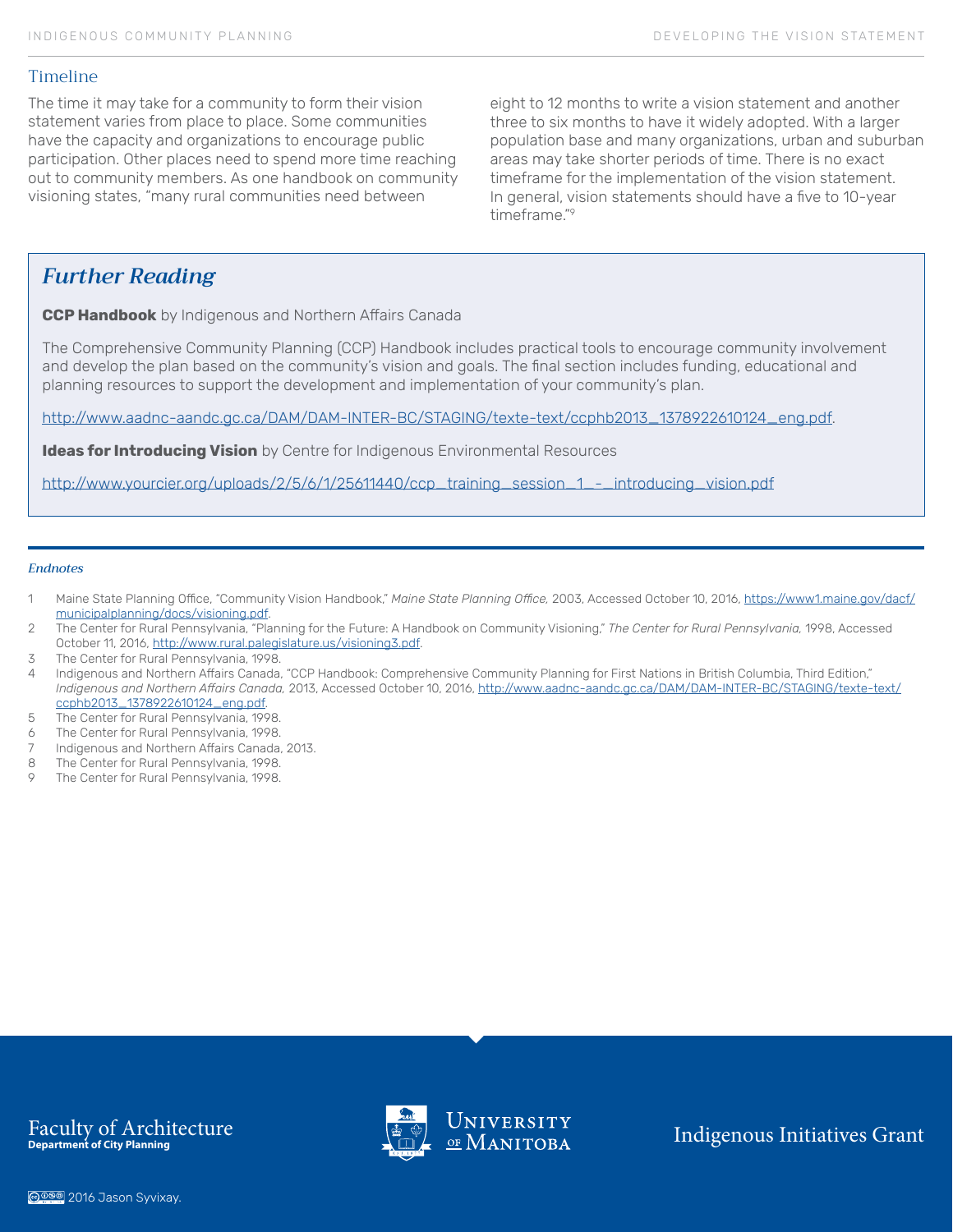## Timeline

The time it may take for a community to form their vision statement varies from place to place. Some communities have the capacity and organizations to encourage public participation. Other places need to spend more time reaching out to community members. As one handbook on community visioning states, "many rural communities need between eight to 12 months to write a vision statement and another three to six months to have it widely adopted. With a larger population base and many organizations, urban and suburban areas may take shorter periods of time. There is no exact timeframe for the implementation of the vision statement. In general, vision statements should have a five to 10-year timeframe."[9]

> ### *Further Reading*
>
> **CCP Handbook** by Indigenous and Northern Affairs Canada
>
> The Comprehensive Community Planning (CCP) Handbook includes practical tools to encourage community involvement and develop the plan based on the community's vision and goals. The final section includes funding, educational and planning resources to support the development and implementation of your community's plan.
>
> http://www.aadnc-aandc.gc.ca/DAM/DAM-INTER-BC/STAGING/texte-text/ccphb2013_1378922610124_eng.pdf.
>
> **Ideas for Introducing Vision** by Centre for Indigenous Environmental Resources
>
> http://www.yourcier.org/uploads/2/5/6/1/25611440/ccp_training_session_1_-_introducing_vision.pdf

### *Endnotes*

1. Maine State Planning Office, "Community Vision Handbook," *Maine State Planning Office,* 2003, Accessed October 10, 2016, https://www1.maine.gov/dacf/municipalplanning/docs/visioning.pdf.
2. The Center for Rural Pennsylvania, "Planning for the Future: A Handbook on Community Visioning," *The Center for Rural Pennsylvania,* 1998, Accessed October 11, 2016, http://www.rural.palegislature.us/visioning3.pdf.
3. The Center for Rural Pennsylvania, 1998.
4. Indigenous and Northern Affairs Canada, "CCP Handbook: Comprehensive Community Planning for First Nations in British Columbia, Third Edition," *Indigenous and Northern Affairs Canada,* 2013, Accessed October 10, 2016, http://www.aadnc-aandc.gc.ca/DAM/DAM-INTER-BC/STAGING/texte-text/ccphb2013_1378922610124_eng.pdf.
5. The Center for Rural Pennsylvania, 1998.
6. The Center for Rural Pennsylvania, 1998.
7. Indigenous and Northern Affairs Canada, 2013.
8. The Center for Rural Pennsylvania, 1998.
9. The Center for Rural Pennsylvania, 1998.

Faculty of Architecture
**Department of City Planning**

University of Manitoba

Indigenous Initiatives Grant

2016 Jason Syvixay.